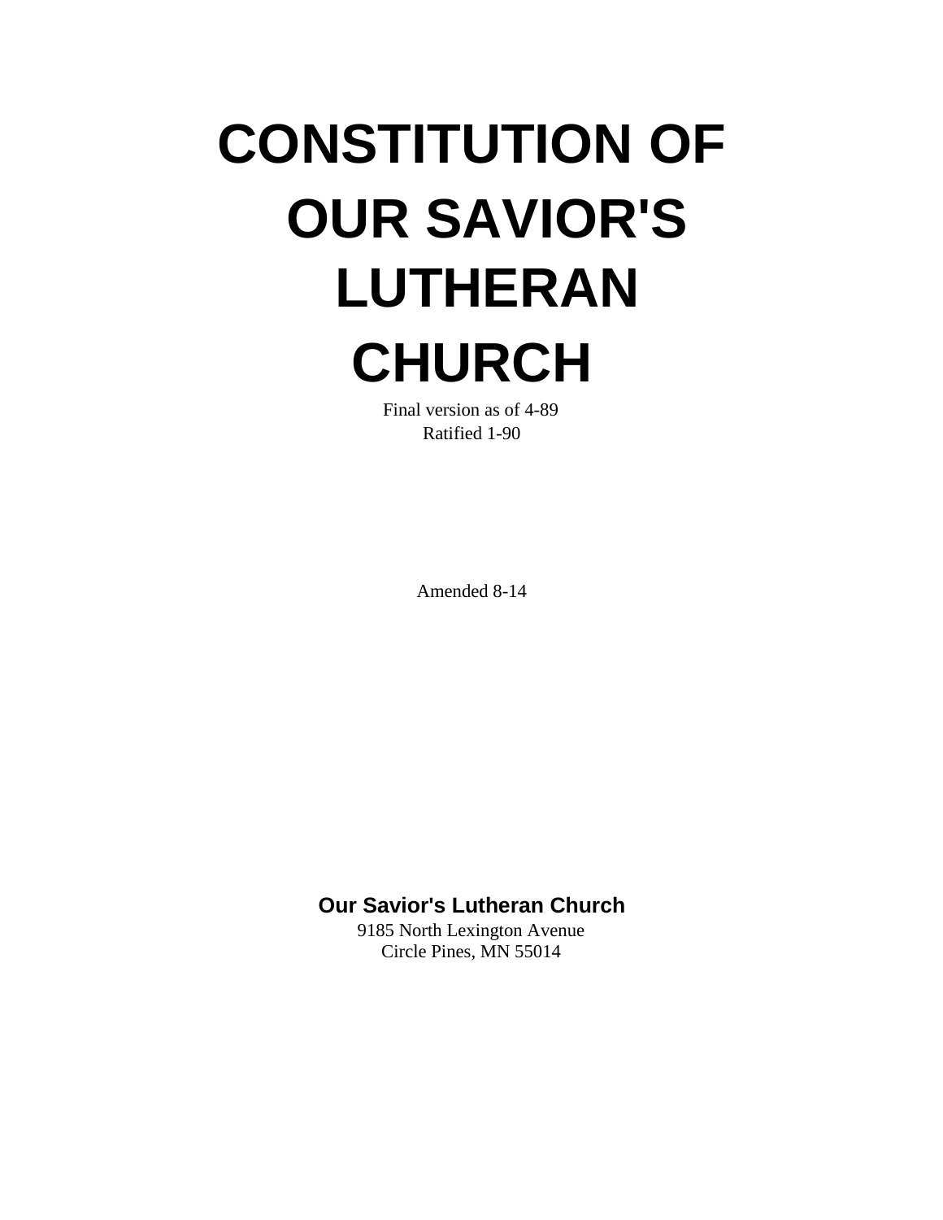# CONSTITUTION OF OUR SAVIOR'S LUTHERAN CHURCH

Final version as of 4-89

Ratified 1-90

Amended 8-14

**Our Savior's Lutheran Church**

9185 North Lexington Avenue

Circle Pines, MN 55014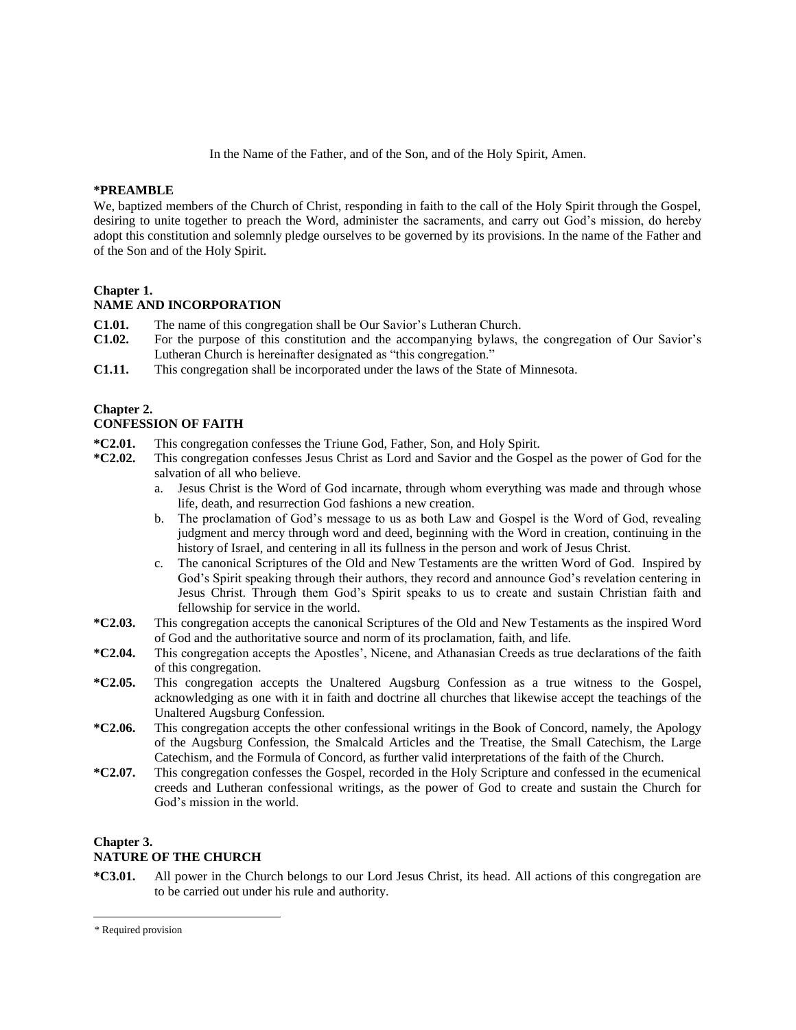In the Name of the Father, and of the Son, and of the Holy Spirit, Amen.

**\*PREAMBLE**

We, baptized members of the Church of Christ, responding in faith to the call of the Holy Spirit through the Gospel, desiring to unite together to preach the Word, administer the sacraments, and carry out God's mission, do hereby adopt this constitution and solemnly pledge ourselves to be governed by its provisions. In the name of the Father and of the Son and of the Holy Spirit.

**Chapter 1.**
**NAME AND INCORPORATION**

**C1.01.** The name of this congregation shall be Our Savior's Lutheran Church.

**C1.02.** For the purpose of this constitution and the accompanying bylaws, the congregation of Our Savior's Lutheran Church is hereinafter designated as "this congregation."

**C1.11.** This congregation shall be incorporated under the laws of the State of Minnesota.

**Chapter 2.**
**CONFESSION OF FAITH**

**\*C2.01.** This congregation confesses the Triune God, Father, Son, and Holy Spirit.

**\*C2.02.** This congregation confesses Jesus Christ as Lord and Savior and the Gospel as the power of God for the salvation of all who believe.

a. Jesus Christ is the Word of God incarnate, through whom everything was made and through whose life, death, and resurrection God fashions a new creation.

b. The proclamation of God's message to us as both Law and Gospel is the Word of God, revealing judgment and mercy through word and deed, beginning with the Word in creation, continuing in the history of Israel, and centering in all its fullness in the person and work of Jesus Christ.

c. The canonical Scriptures of the Old and New Testaments are the written Word of God. Inspired by God's Spirit speaking through their authors, they record and announce God's revelation centering in Jesus Christ. Through them God's Spirit speaks to us to create and sustain Christian faith and fellowship for service in the world.

**\*C2.03.** This congregation accepts the canonical Scriptures of the Old and New Testaments as the inspired Word of God and the authoritative source and norm of its proclamation, faith, and life.

**\*C2.04.** This congregation accepts the Apostles', Nicene, and Athanasian Creeds as true declarations of the faith of this congregation.

**\*C2.05.** This congregation accepts the Unaltered Augsburg Confession as a true witness to the Gospel, acknowledging as one with it in faith and doctrine all churches that likewise accept the teachings of the Unaltered Augsburg Confession.

**\*C2.06.** This congregation accepts the other confessional writings in the Book of Concord, namely, the Apology of the Augsburg Confession, the Smalcald Articles and the Treatise, the Small Catechism, the Large Catechism, and the Formula of Concord, as further valid interpretations of the faith of the Church.

**\*C2.07.** This congregation confesses the Gospel, recorded in the Holy Scripture and confessed in the ecumenical creeds and Lutheran confessional writings, as the power of God to create and sustain the Church for God's mission in the world.

**Chapter 3.**
**NATURE OF THE CHURCH**

**\*C3.01.** All power in the Church belongs to our Lord Jesus Christ, its head. All actions of this congregation are to be carried out under his rule and authority.

---

\* Required provision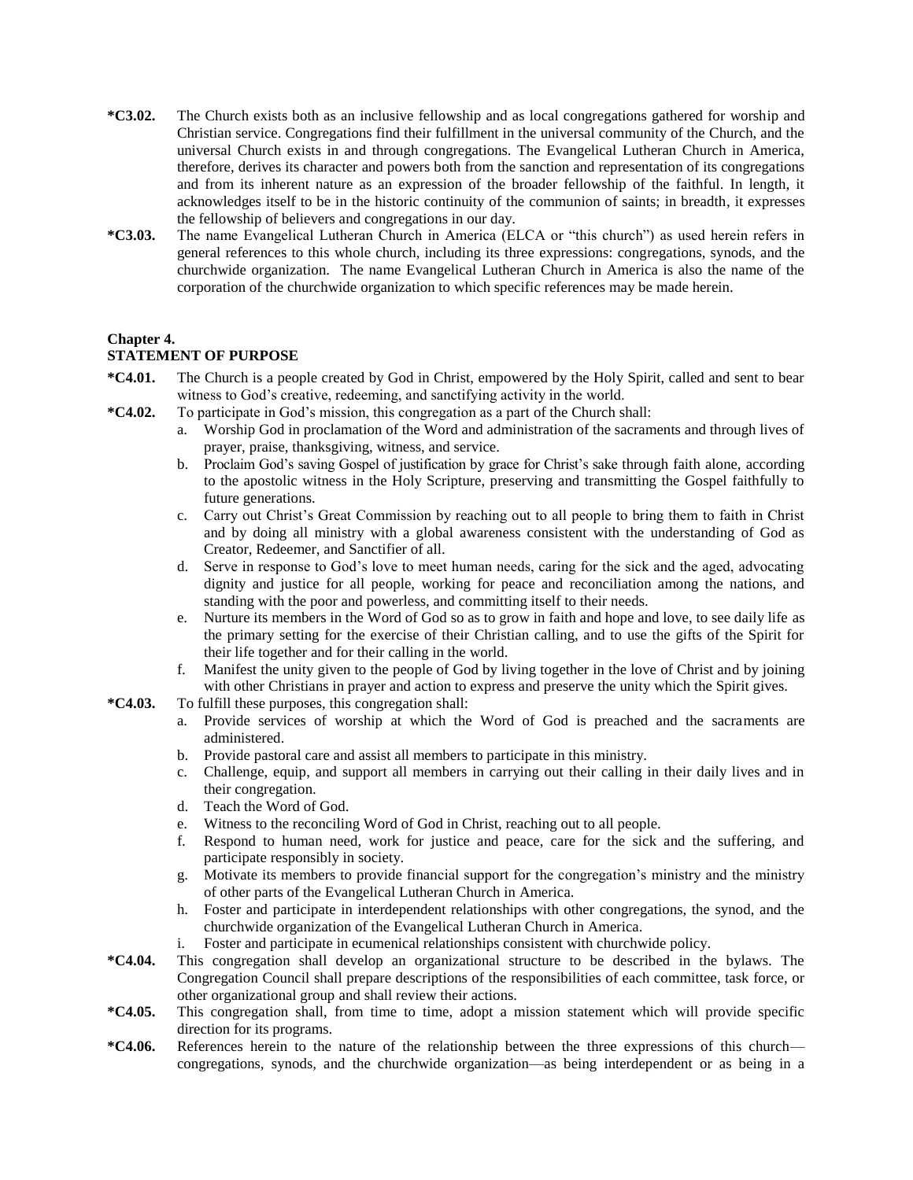**\*C3.02.** The Church exists both as an inclusive fellowship and as local congregations gathered for worship and Christian service. Congregations find their fulfillment in the universal community of the Church, and the universal Church exists in and through congregations. The Evangelical Lutheran Church in America, therefore, derives its character and powers both from the sanction and representation of its congregations and from its inherent nature as an expression of the broader fellowship of the faithful. In length, it acknowledges itself to be in the historic continuity of the communion of saints; in breadth, it expresses the fellowship of believers and congregations in our day.

**\*C3.03.** The name Evangelical Lutheran Church in America (ELCA or "this church") as used herein refers in general references to this whole church, including its three expressions: congregations, synods, and the churchwide organization. The name Evangelical Lutheran Church in America is also the name of the corporation of the churchwide organization to which specific references may be made herein.

**Chapter 4.**
**STATEMENT OF PURPOSE**

**\*C4.01.** The Church is a people created by God in Christ, empowered by the Holy Spirit, called and sent to bear witness to God's creative, redeeming, and sanctifying activity in the world.

**\*C4.02.** To participate in God's mission, this congregation as a part of the Church shall:

a. Worship God in proclamation of the Word and administration of the sacraments and through lives of prayer, praise, thanksgiving, witness, and service.
b. Proclaim God's saving Gospel of justification by grace for Christ's sake through faith alone, according to the apostolic witness in the Holy Scripture, preserving and transmitting the Gospel faithfully to future generations.
c. Carry out Christ's Great Commission by reaching out to all people to bring them to faith in Christ and by doing all ministry with a global awareness consistent with the understanding of God as Creator, Redeemer, and Sanctifier of all.
d. Serve in response to God's love to meet human needs, caring for the sick and the aged, advocating dignity and justice for all people, working for peace and reconciliation among the nations, and standing with the poor and powerless, and committing itself to their needs.
e. Nurture its members in the Word of God so as to grow in faith and hope and love, to see daily life as the primary setting for the exercise of their Christian calling, and to use the gifts of the Spirit for their life together and for their calling in the world.
f. Manifest the unity given to the people of God by living together in the love of Christ and by joining with other Christians in prayer and action to express and preserve the unity which the Spirit gives.

**\*C4.03.** To fulfill these purposes, this congregation shall:

a. Provide services of worship at which the Word of God is preached and the sacraments are administered.
b. Provide pastoral care and assist all members to participate in this ministry.
c. Challenge, equip, and support all members in carrying out their calling in their daily lives and in their congregation.
d. Teach the Word of God.
e. Witness to the reconciling Word of God in Christ, reaching out to all people.
f. Respond to human need, work for justice and peace, care for the sick and the suffering, and participate responsibly in society.
g. Motivate its members to provide financial support for the congregation's ministry and the ministry of other parts of the Evangelical Lutheran Church in America.
h. Foster and participate in interdependent relationships with other congregations, the synod, and the churchwide organization of the Evangelical Lutheran Church in America.
i. Foster and participate in ecumenical relationships consistent with churchwide policy.

**\*C4.04.** This congregation shall develop an organizational structure to be described in the bylaws. The Congregation Council shall prepare descriptions of the responsibilities of each committee, task force, or other organizational group and shall review their actions.

**\*C4.05.** This congregation shall, from time to time, adopt a mission statement which will provide specific direction for its programs.

**\*C4.06.** References herein to the nature of the relationship between the three expressions of this church—congregations, synods, and the churchwide organization—as being interdependent or as being in a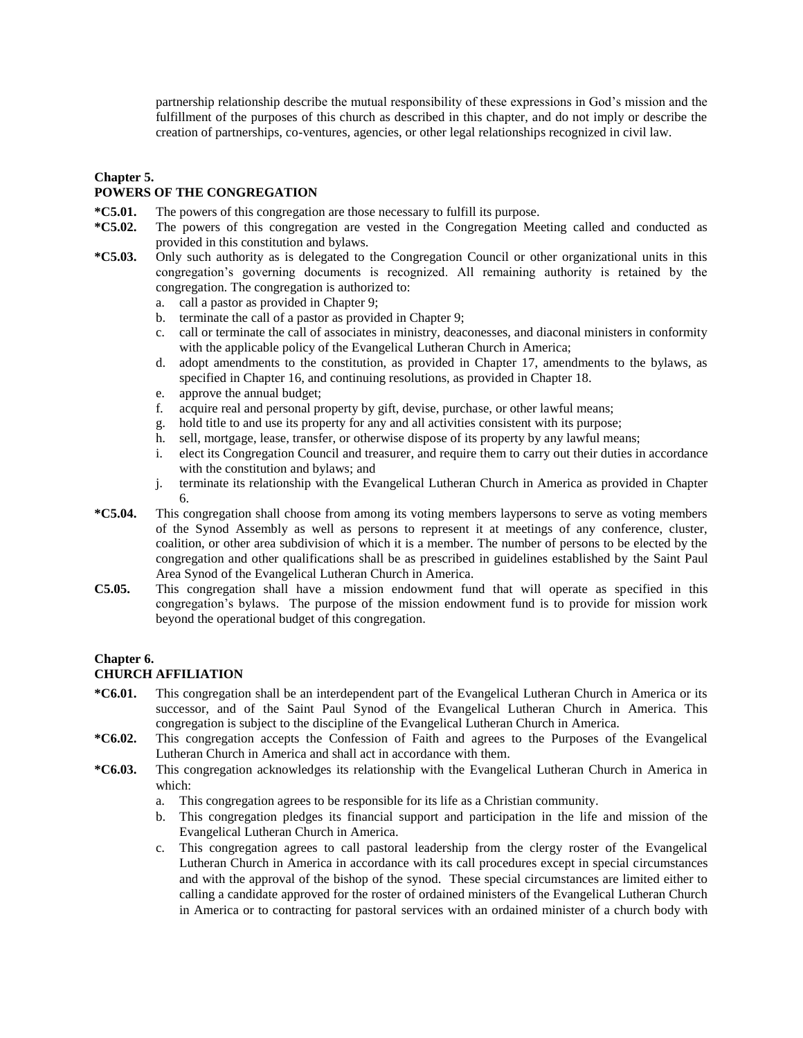partnership relationship describe the mutual responsibility of these expressions in God's mission and the fulfillment of the purposes of this church as described in this chapter, and do not imply or describe the creation of partnerships, co-ventures, agencies, or other legal relationships recognized in civil law.

## Chapter 5.
## POWERS OF THE CONGREGATION

**\*C5.01.** The powers of this congregation are those necessary to fulfill its purpose.

**\*C5.02.** The powers of this congregation are vested in the Congregation Meeting called and conducted as provided in this constitution and bylaws.

**\*C5.03.** Only such authority as is delegated to the Congregation Council or other organizational units in this congregation's governing documents is recognized. All remaining authority is retained by the congregation. The congregation is authorized to:

a. call a pastor as provided in Chapter 9;
b. terminate the call of a pastor as provided in Chapter 9;
c. call or terminate the call of associates in ministry, deaconesses, and diaconal ministers in conformity with the applicable policy of the Evangelical Lutheran Church in America;
d. adopt amendments to the constitution, as provided in Chapter 17, amendments to the bylaws, as specified in Chapter 16, and continuing resolutions, as provided in Chapter 18.
e. approve the annual budget;
f. acquire real and personal property by gift, devise, purchase, or other lawful means;
g. hold title to and use its property for any and all activities consistent with its purpose;
h. sell, mortgage, lease, transfer, or otherwise dispose of its property by any lawful means;
i. elect its Congregation Council and treasurer, and require them to carry out their duties in accordance with the constitution and bylaws; and
j. terminate its relationship with the Evangelical Lutheran Church in America as provided in Chapter 6.

**\*C5.04.** This congregation shall choose from among its voting members laypersons to serve as voting members of the Synod Assembly as well as persons to represent it at meetings of any conference, cluster, coalition, or other area subdivision of which it is a member. The number of persons to be elected by the congregation and other qualifications shall be as prescribed in guidelines established by the Saint Paul Area Synod of the Evangelical Lutheran Church in America.

**C5.05.** This congregation shall have a mission endowment fund that will operate as specified in this congregation's bylaws. The purpose of the mission endowment fund is to provide for mission work beyond the operational budget of this congregation.

## Chapter 6.
## CHURCH AFFILIATION

**\*C6.01.** This congregation shall be an interdependent part of the Evangelical Lutheran Church in America or its successor, and of the Saint Paul Synod of the Evangelical Lutheran Church in America. This congregation is subject to the discipline of the Evangelical Lutheran Church in America.

**\*C6.02.** This congregation accepts the Confession of Faith and agrees to the Purposes of the Evangelical Lutheran Church in America and shall act in accordance with them.

**\*C6.03.** This congregation acknowledges its relationship with the Evangelical Lutheran Church in America in which:

a. This congregation agrees to be responsible for its life as a Christian community.
b. This congregation pledges its financial support and participation in the life and mission of the Evangelical Lutheran Church in America.
c. This congregation agrees to call pastoral leadership from the clergy roster of the Evangelical Lutheran Church in America in accordance with its call procedures except in special circumstances and with the approval of the bishop of the synod. These special circumstances are limited either to calling a candidate approved for the roster of ordained ministers of the Evangelical Lutheran Church in America or to contracting for pastoral services with an ordained minister of a church body with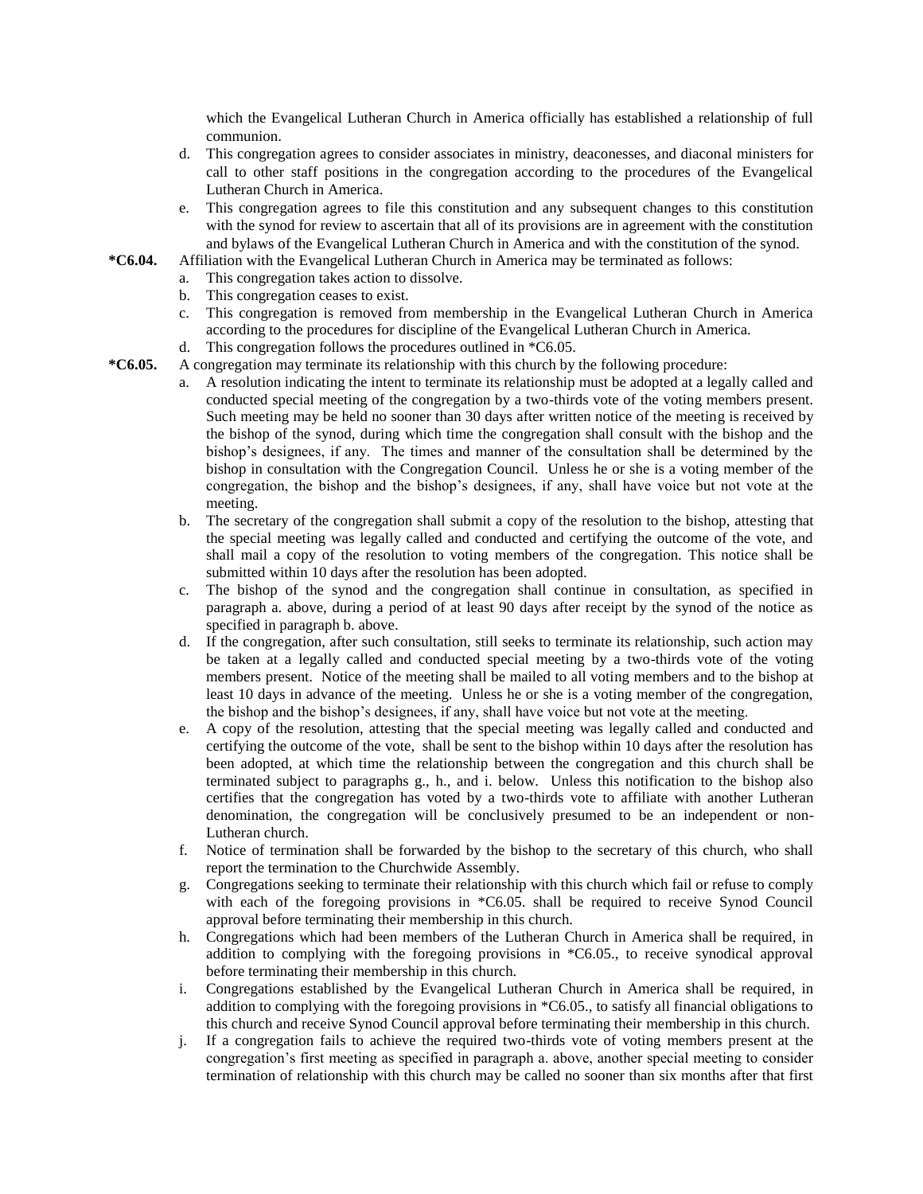which the Evangelical Lutheran Church in America officially has established a relationship of full communion.

d. This congregation agrees to consider associates in ministry, deaconesses, and diaconal ministers for call to other staff positions in the congregation according to the procedures of the Evangelical Lutheran Church in America.

e. This congregation agrees to file this constitution and any subsequent changes to this constitution with the synod for review to ascertain that all of its provisions are in agreement with the constitution and bylaws of the Evangelical Lutheran Church in America and with the constitution of the synod.

**\*C6.04.** Affiliation with the Evangelical Lutheran Church in America may be terminated as follows:

a. This congregation takes action to dissolve.

b. This congregation ceases to exist.

c. This congregation is removed from membership in the Evangelical Lutheran Church in America according to the procedures for discipline of the Evangelical Lutheran Church in America.

d. This congregation follows the procedures outlined in *C6.05.

**\*C6.05.** A congregation may terminate its relationship with this church by the following procedure:

a. A resolution indicating the intent to terminate its relationship must be adopted at a legally called and conducted special meeting of the congregation by a two-thirds vote of the voting members present. Such meeting may be held no sooner than 30 days after written notice of the meeting is received by the bishop of the synod, during which time the congregation shall consult with the bishop and the bishop's designees, if any. The times and manner of the consultation shall be determined by the bishop in consultation with the Congregation Council. Unless he or she is a voting member of the congregation, the bishop and the bishop's designees, if any, shall have voice but not vote at the meeting.

b. The secretary of the congregation shall submit a copy of the resolution to the bishop, attesting that the special meeting was legally called and conducted and certifying the outcome of the vote, and shall mail a copy of the resolution to voting members of the congregation. This notice shall be submitted within 10 days after the resolution has been adopted.

c. The bishop of the synod and the congregation shall continue in consultation, as specified in paragraph a. above, during a period of at least 90 days after receipt by the synod of the notice as specified in paragraph b. above.

d. If the congregation, after such consultation, still seeks to terminate its relationship, such action may be taken at a legally called and conducted special meeting by a two-thirds vote of the voting members present. Notice of the meeting shall be mailed to all voting members and to the bishop at least 10 days in advance of the meeting. Unless he or she is a voting member of the congregation, the bishop and the bishop's designees, if any, shall have voice but not vote at the meeting.

e. A copy of the resolution, attesting that the special meeting was legally called and conducted and certifying the outcome of the vote, shall be sent to the bishop within 10 days after the resolution has been adopted, at which time the relationship between the congregation and this church shall be terminated subject to paragraphs g., h., and i. below. Unless this notification to the bishop also certifies that the congregation has voted by a two-thirds vote to affiliate with another Lutheran denomination, the congregation will be conclusively presumed to be an independent or non-Lutheran church.

f. Notice of termination shall be forwarded by the bishop to the secretary of this church, who shall report the termination to the Churchwide Assembly.

g. Congregations seeking to terminate their relationship with this church which fail or refuse to comply with each of the foregoing provisions in *C6.05. shall be required to receive Synod Council approval before terminating their membership in this church.

h. Congregations which had been members of the Lutheran Church in America shall be required, in addition to complying with the foregoing provisions in *C6.05., to receive synodical approval before terminating their membership in this church.

i. Congregations established by the Evangelical Lutheran Church in America shall be required, in addition to complying with the foregoing provisions in *C6.05., to satisfy all financial obligations to this church and receive Synod Council approval before terminating their membership in this church.

j. If a congregation fails to achieve the required two-thirds vote of voting members present at the congregation's first meeting as specified in paragraph a. above, another special meeting to consider termination of relationship with this church may be called no sooner than six months after that first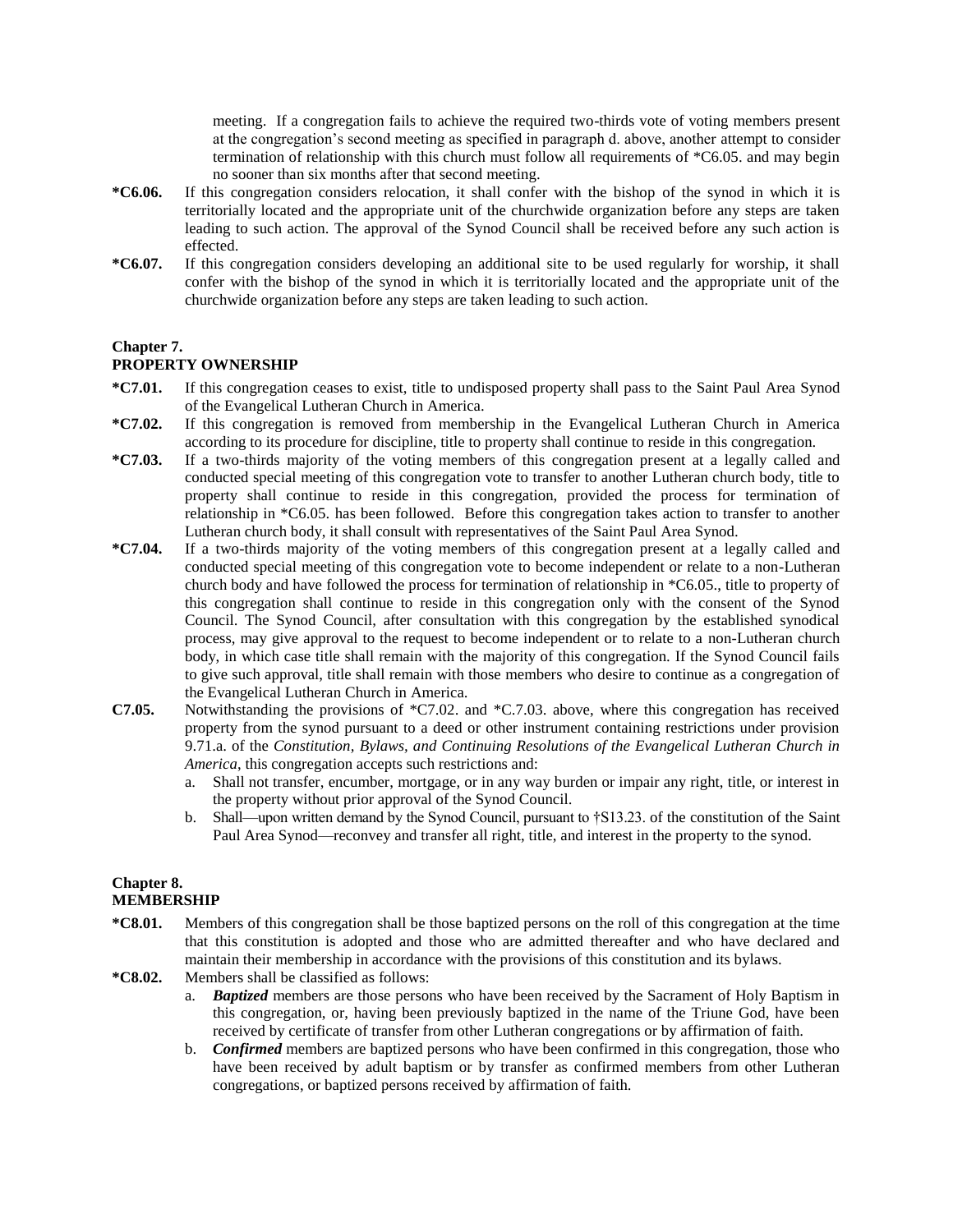meeting. If a congregation fails to achieve the required two-thirds vote of voting members present at the congregation's second meeting as specified in paragraph d. above, another attempt to consider termination of relationship with this church must follow all requirements of *C6.05. and may begin no sooner than six months after that second meeting.

**\*C6.06.** If this congregation considers relocation, it shall confer with the bishop of the synod in which it is territorially located and the appropriate unit of the churchwide organization before any steps are taken leading to such action. The approval of the Synod Council shall be received before any such action is effected.

**\*C6.07.** If this congregation considers developing an additional site to be used regularly for worship, it shall confer with the bishop of the synod in which it is territorially located and the appropriate unit of the churchwide organization before any steps are taken leading to such action.

## Chapter 7.
## PROPERTY OWNERSHIP

**\*C7.01.** If this congregation ceases to exist, title to undisposed property shall pass to the Saint Paul Area Synod of the Evangelical Lutheran Church in America.

**\*C7.02.** If this congregation is removed from membership in the Evangelical Lutheran Church in America according to its procedure for discipline, title to property shall continue to reside in this congregation.

**\*C7.03.** If a two-thirds majority of the voting members of this congregation present at a legally called and conducted special meeting of this congregation vote to transfer to another Lutheran church body, title to property shall continue to reside in this congregation, provided the process for termination of relationship in *C6.05. has been followed. Before this congregation takes action to transfer to another Lutheran church body, it shall consult with representatives of the Saint Paul Area Synod.

**\*C7.04.** If a two-thirds majority of the voting members of this congregation present at a legally called and conducted special meeting of this congregation vote to become independent or relate to a non-Lutheran church body and have followed the process for termination of relationship in *C6.05., title to property of this congregation shall continue to reside in this congregation only with the consent of the Synod Council. The Synod Council, after consultation with this congregation by the established synodical process, may give approval to the request to become independent or to relate to a non-Lutheran church body, in which case title shall remain with the majority of this congregation. If the Synod Council fails to give such approval, title shall remain with those members who desire to continue as a congregation of the Evangelical Lutheran Church in America.

**C7.05.** Notwithstanding the provisions of *C7.02. and *C.7.03. above, where this congregation has received property from the synod pursuant to a deed or other instrument containing restrictions under provision 9.71.a. of the *Constitution, Bylaws, and Continuing Resolutions of the Evangelical Lutheran Church in America*, this congregation accepts such restrictions and:

a. Shall not transfer, encumber, mortgage, or in any way burden or impair any right, title, or interest in the property without prior approval of the Synod Council.

b. Shall—upon written demand by the Synod Council, pursuant to †S13.23. of the constitution of the Saint Paul Area Synod—reconvey and transfer all right, title, and interest in the property to the synod.

## Chapter 8.
## MEMBERSHIP

**\*C8.01.** Members of this congregation shall be those baptized persons on the roll of this congregation at the time that this constitution is adopted and those who are admitted thereafter and who have declared and maintain their membership in accordance with the provisions of this constitution and its bylaws.

**\*C8.02.** Members shall be classified as follows:

a. ***Baptized*** members are those persons who have been received by the Sacrament of Holy Baptism in this congregation, or, having been previously baptized in the name of the Triune God, have been received by certificate of transfer from other Lutheran congregations or by affirmation of faith.

b. ***Confirmed*** members are baptized persons who have been confirmed in this congregation, those who have been received by adult baptism or by transfer as confirmed members from other Lutheran congregations, or baptized persons received by affirmation of faith.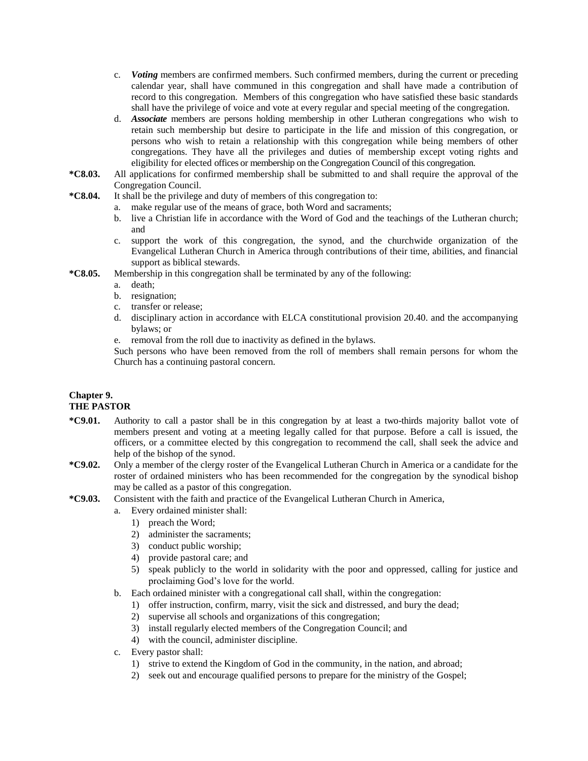c. ***Voting*** members are confirmed members. Such confirmed members, during the current or preceding calendar year, shall have communed in this congregation and shall have made a contribution of record to this congregation. Members of this congregation who have satisfied these basic standards shall have the privilege of voice and vote at every regular and special meeting of the congregation.

d. ***Associate*** members are persons holding membership in other Lutheran congregations who wish to retain such membership but desire to participate in the life and mission of this congregation, or persons who wish to retain a relationship with this congregation while being members of other congregations. They have all the privileges and duties of membership except voting rights and eligibility for elected offices or membership on the Congregation Council of this congregation.

**\*C8.03.** All applications for confirmed membership shall be submitted to and shall require the approval of the Congregation Council.

**\*C8.04.** It shall be the privilege and duty of members of this congregation to:

a. make regular use of the means of grace, both Word and sacraments;
b. live a Christian life in accordance with the Word of God and the teachings of the Lutheran church; and
c. support the work of this congregation, the synod, and the churchwide organization of the Evangelical Lutheran Church in America through contributions of their time, abilities, and financial support as biblical stewards.

**\*C8.05.** Membership in this congregation shall be terminated by any of the following:

a. death;
b. resignation;
c. transfer or release;
d. disciplinary action in accordance with ELCA constitutional provision 20.40. and the accompanying bylaws; or
e. removal from the roll due to inactivity as defined in the bylaws.

Such persons who have been removed from the roll of members shall remain persons for whom the Church has a continuing pastoral concern.

## Chapter 9.
## THE PASTOR

**\*C9.01.** Authority to call a pastor shall be in this congregation by at least a two-thirds majority ballot vote of members present and voting at a meeting legally called for that purpose. Before a call is issued, the officers, or a committee elected by this congregation to recommend the call, shall seek the advice and help of the bishop of the synod.

**\*C9.02.** Only a member of the clergy roster of the Evangelical Lutheran Church in America or a candidate for the roster of ordained ministers who has been recommended for the congregation by the synodical bishop may be called as a pastor of this congregation.

**\*C9.03.** Consistent with the faith and practice of the Evangelical Lutheran Church in America,

a. Every ordained minister shall:
   1) preach the Word;
   2) administer the sacraments;
   3) conduct public worship;
   4) provide pastoral care; and
   5) speak publicly to the world in solidarity with the poor and oppressed, calling for justice and proclaiming God's love for the world.

b. Each ordained minister with a congregational call shall, within the congregation:
   1) offer instruction, confirm, marry, visit the sick and distressed, and bury the dead;
   2) supervise all schools and organizations of this congregation;
   3) install regularly elected members of the Congregation Council; and
   4) with the council, administer discipline.

c. Every pastor shall:
   1) strive to extend the Kingdom of God in the community, in the nation, and abroad;
   2) seek out and encourage qualified persons to prepare for the ministry of the Gospel;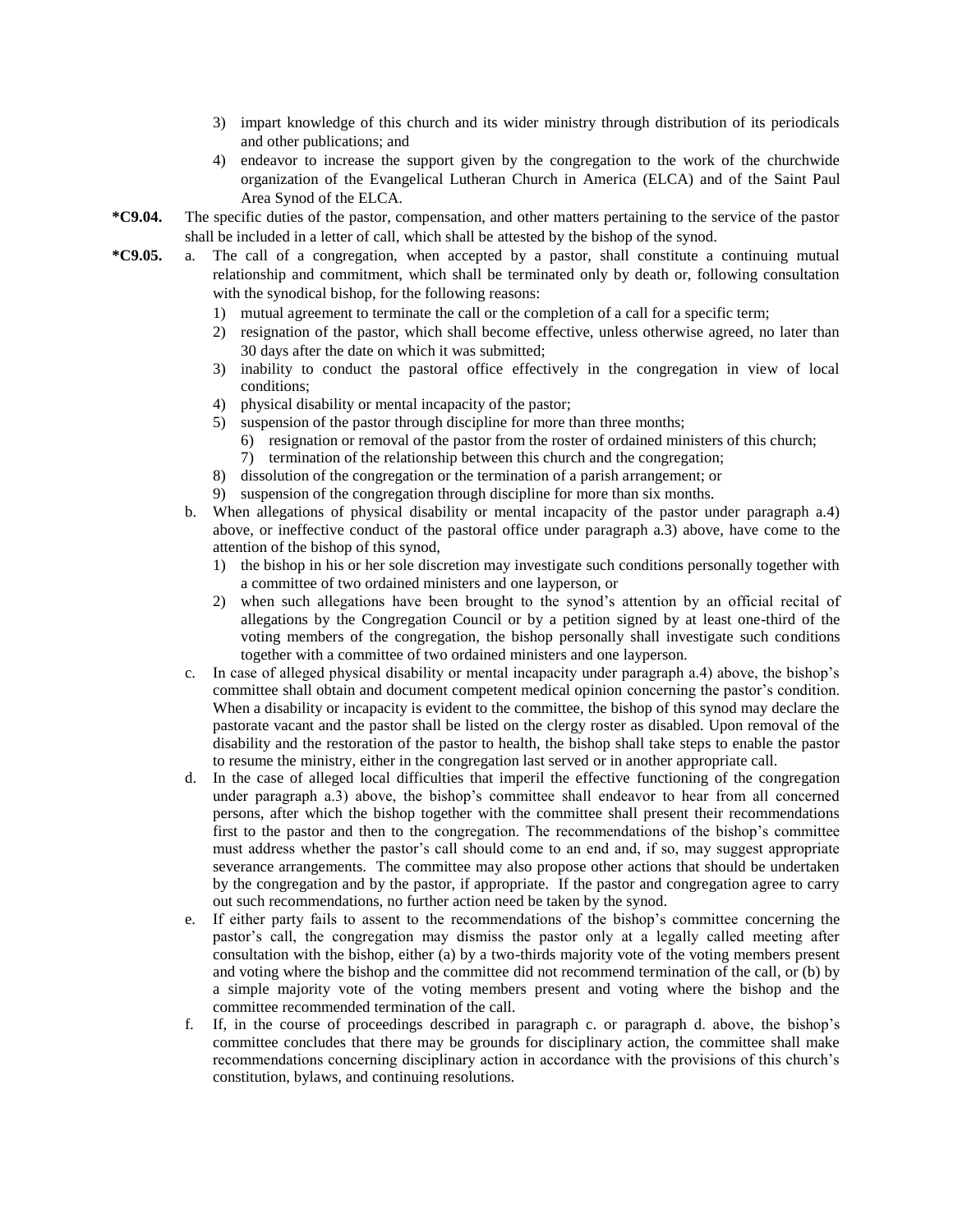3) impart knowledge of this church and its wider ministry through distribution of its periodicals and other publications; and
4) endeavor to increase the support given by the congregation to the work of the churchwide organization of the Evangelical Lutheran Church in America (ELCA) and of the Saint Paul Area Synod of the ELCA.

**\*C9.04.** The specific duties of the pastor, compensation, and other matters pertaining to the service of the pastor shall be included in a letter of call, which shall be attested by the bishop of the synod.

**\*C9.05.** a. The call of a congregation, when accepted by a pastor, shall constitute a continuing mutual relationship and commitment, which shall be terminated only by death or, following consultation with the synodical bishop, for the following reasons:

1) mutual agreement to terminate the call or the completion of a call for a specific term;
2) resignation of the pastor, which shall become effective, unless otherwise agreed, no later than 30 days after the date on which it was submitted;
3) inability to conduct the pastoral office effectively in the congregation in view of local conditions;
4) physical disability or mental incapacity of the pastor;
5) suspension of the pastor through discipline for more than three months;
6) resignation or removal of the pastor from the roster of ordained ministers of this church;
7) termination of the relationship between this church and the congregation;
8) dissolution of the congregation or the termination of a parish arrangement; or
9) suspension of the congregation through discipline for more than six months.

b. When allegations of physical disability or mental incapacity of the pastor under paragraph a.4) above, or ineffective conduct of the pastoral office under paragraph a.3) above, have come to the attention of the bishop of this synod,

1) the bishop in his or her sole discretion may investigate such conditions personally together with a committee of two ordained ministers and one layperson, or
2) when such allegations have been brought to the synod's attention by an official recital of allegations by the Congregation Council or by a petition signed by at least one-third of the voting members of the congregation, the bishop personally shall investigate such conditions together with a committee of two ordained ministers and one layperson.

c. In case of alleged physical disability or mental incapacity under paragraph a.4) above, the bishop's committee shall obtain and document competent medical opinion concerning the pastor's condition. When a disability or incapacity is evident to the committee, the bishop of this synod may declare the pastorate vacant and the pastor shall be listed on the clergy roster as disabled. Upon removal of the disability and the restoration of the pastor to health, the bishop shall take steps to enable the pastor to resume the ministry, either in the congregation last served or in another appropriate call.

d. In the case of alleged local difficulties that imperil the effective functioning of the congregation under paragraph a.3) above, the bishop's committee shall endeavor to hear from all concerned persons, after which the bishop together with the committee shall present their recommendations first to the pastor and then to the congregation. The recommendations of the bishop's committee must address whether the pastor's call should come to an end and, if so, may suggest appropriate severance arrangements. The committee may also propose other actions that should be undertaken by the congregation and by the pastor, if appropriate. If the pastor and congregation agree to carry out such recommendations, no further action need be taken by the synod.

e. If either party fails to assent to the recommendations of the bishop's committee concerning the pastor's call, the congregation may dismiss the pastor only at a legally called meeting after consultation with the bishop, either (a) by a two-thirds majority vote of the voting members present and voting where the bishop and the committee did not recommend termination of the call, or (b) by a simple majority vote of the voting members present and voting where the bishop and the committee recommended termination of the call.

f. If, in the course of proceedings described in paragraph c. or paragraph d. above, the bishop's committee concludes that there may be grounds for disciplinary action, the committee shall make recommendations concerning disciplinary action in accordance with the provisions of this church's constitution, bylaws, and continuing resolutions.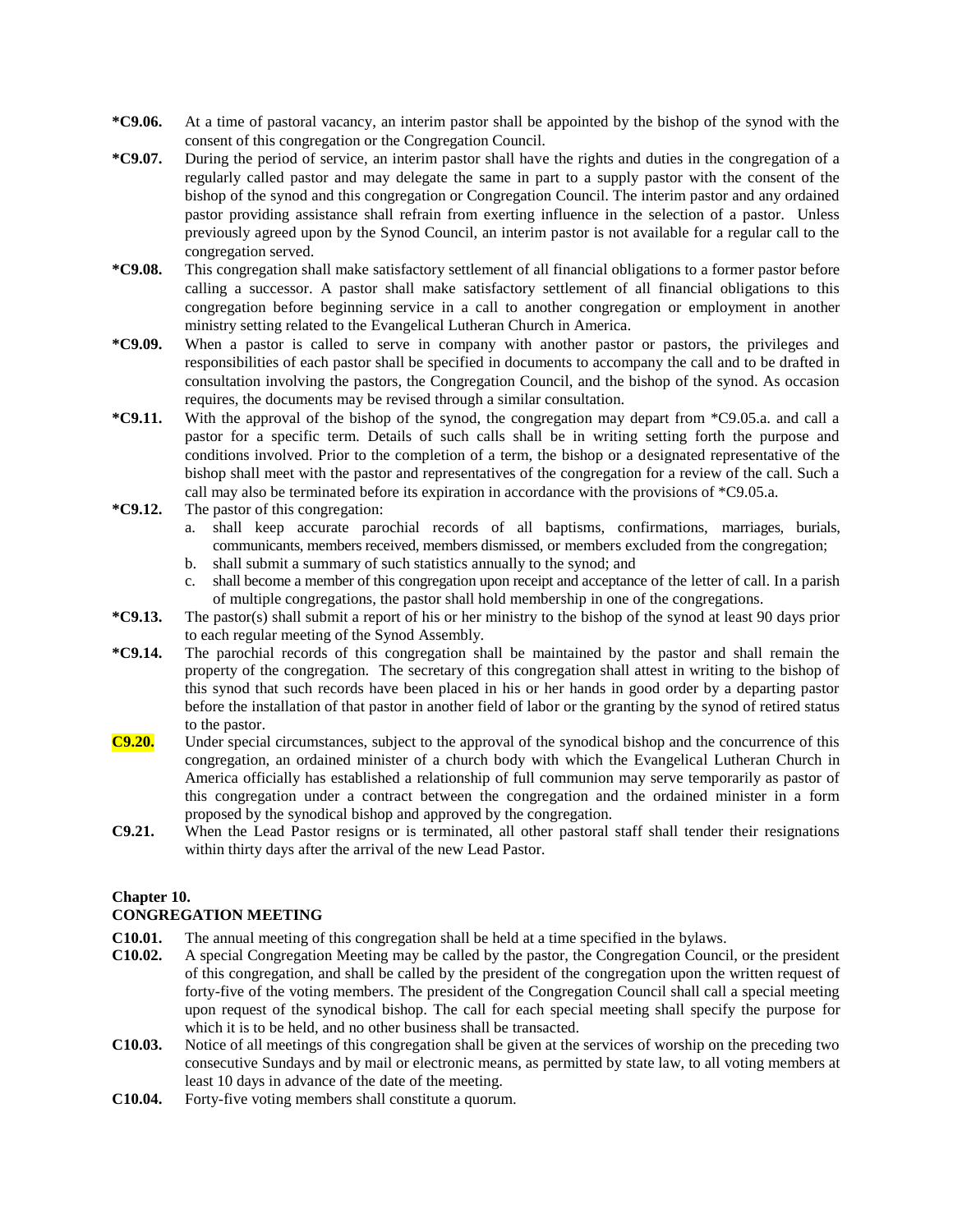**\*C9.06.** At a time of pastoral vacancy, an interim pastor shall be appointed by the bishop of the synod with the consent of this congregation or the Congregation Council.

**\*C9.07.** During the period of service, an interim pastor shall have the rights and duties in the congregation of a regularly called pastor and may delegate the same in part to a supply pastor with the consent of the bishop of the synod and this congregation or Congregation Council. The interim pastor and any ordained pastor providing assistance shall refrain from exerting influence in the selection of a pastor. Unless previously agreed upon by the Synod Council, an interim pastor is not available for a regular call to the congregation served.

**\*C9.08.** This congregation shall make satisfactory settlement of all financial obligations to a former pastor before calling a successor. A pastor shall make satisfactory settlement of all financial obligations to this congregation before beginning service in a call to another congregation or employment in another ministry setting related to the Evangelical Lutheran Church in America.

**\*C9.09.** When a pastor is called to serve in company with another pastor or pastors, the privileges and responsibilities of each pastor shall be specified in documents to accompany the call and to be drafted in consultation involving the pastors, the Congregation Council, and the bishop of the synod. As occasion requires, the documents may be revised through a similar consultation.

**\*C9.11.** With the approval of the bishop of the synod, the congregation may depart from *C9.05.a. and call a pastor for a specific term. Details of such calls shall be in writing setting forth the purpose and conditions involved. Prior to the completion of a term, the bishop or a designated representative of the bishop shall meet with the pastor and representatives of the congregation for a review of the call. Such a call may also be terminated before its expiration in accordance with the provisions of *C9.05.a.

**\*C9.12.** The pastor of this congregation:

a. shall keep accurate parochial records of all baptisms, confirmations, marriages, burials, communicants, members received, members dismissed, or members excluded from the congregation;
b. shall submit a summary of such statistics annually to the synod; and
c. shall become a member of this congregation upon receipt and acceptance of the letter of call. In a parish of multiple congregations, the pastor shall hold membership in one of the congregations.

**\*C9.13.** The pastor(s) shall submit a report of his or her ministry to the bishop of the synod at least 90 days prior to each regular meeting of the Synod Assembly.

**\*C9.14.** The parochial records of this congregation shall be maintained by the pastor and shall remain the property of the congregation. The secretary of this congregation shall attest in writing to the bishop of this synod that such records have been placed in his or her hands in good order by a departing pastor before the installation of that pastor in another field of labor or the granting by the synod of retired status to the pastor.

**C9.20.** Under special circumstances, subject to the approval of the synodical bishop and the concurrence of this congregation, an ordained minister of a church body with which the Evangelical Lutheran Church in America officially has established a relationship of full communion may serve temporarily as pastor of this congregation under a contract between the congregation and the ordained minister in a form proposed by the synodical bishop and approved by the congregation.

**C9.21.** When the Lead Pastor resigns or is terminated, all other pastoral staff shall tender their resignations within thirty days after the arrival of the new Lead Pastor.

## Chapter 10.
## CONGREGATION MEETING

**C10.01.** The annual meeting of this congregation shall be held at a time specified in the bylaws.

**C10.02.** A special Congregation Meeting may be called by the pastor, the Congregation Council, or the president of this congregation, and shall be called by the president of the congregation upon the written request of forty-five of the voting members. The president of the Congregation Council shall call a special meeting upon request of the synodical bishop. The call for each special meeting shall specify the purpose for which it is to be held, and no other business shall be transacted.

**C10.03.** Notice of all meetings of this congregation shall be given at the services of worship on the preceding two consecutive Sundays and by mail or electronic means, as permitted by state law, to all voting members at least 10 days in advance of the date of the meeting.

**C10.04.** Forty-five voting members shall constitute a quorum.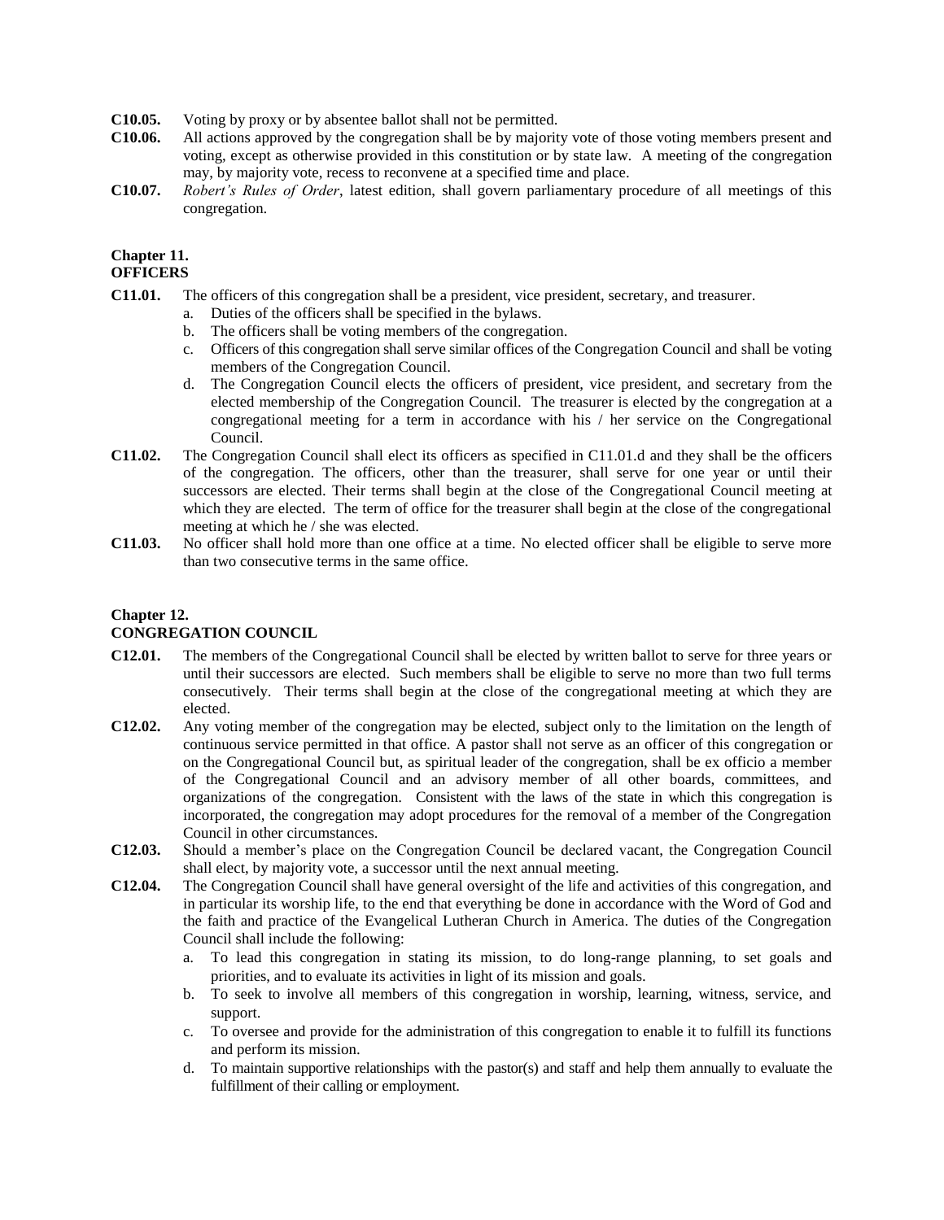**C10.05.** Voting by proxy or by absentee ballot shall not be permitted.

**C10.06.** All actions approved by the congregation shall be by majority vote of those voting members present and voting, except as otherwise provided in this constitution or by state law. A meeting of the congregation may, by majority vote, recess to reconvene at a specified time and place.

**C10.07.** *Robert's Rules of Order*, latest edition, shall govern parliamentary procedure of all meetings of this congregation.

## Chapter 11.
## OFFICERS

**C11.01.** The officers of this congregation shall be a president, vice president, secretary, and treasurer.

a. Duties of the officers shall be specified in the bylaws.
b. The officers shall be voting members of the congregation.
c. Officers of this congregation shall serve similar offices of the Congregation Council and shall be voting members of the Congregation Council.
d. The Congregation Council elects the officers of president, vice president, and secretary from the elected membership of the Congregation Council. The treasurer is elected by the congregation at a congregational meeting for a term in accordance with his / her service on the Congregational Council.

**C11.02.** The Congregation Council shall elect its officers as specified in C11.01.d and they shall be the officers of the congregation. The officers, other than the treasurer, shall serve for one year or until their successors are elected. Their terms shall begin at the close of the Congregational Council meeting at which they are elected. The term of office for the treasurer shall begin at the close of the congregational meeting at which he / she was elected.

**C11.03.** No officer shall hold more than one office at a time. No elected officer shall be eligible to serve more than two consecutive terms in the same office.

## Chapter 12.
## CONGREGATION COUNCIL

**C12.01.** The members of the Congregational Council shall be elected by written ballot to serve for three years or until their successors are elected. Such members shall be eligible to serve no more than two full terms consecutively. Their terms shall begin at the close of the congregational meeting at which they are elected.

**C12.02.** Any voting member of the congregation may be elected, subject only to the limitation on the length of continuous service permitted in that office. A pastor shall not serve as an officer of this congregation or on the Congregational Council but, as spiritual leader of the congregation, shall be ex officio a member of the Congregational Council and an advisory member of all other boards, committees, and organizations of the congregation. Consistent with the laws of the state in which this congregation is incorporated, the congregation may adopt procedures for the removal of a member of the Congregation Council in other circumstances.

**C12.03.** Should a member's place on the Congregation Council be declared vacant, the Congregation Council shall elect, by majority vote, a successor until the next annual meeting.

**C12.04.** The Congregation Council shall have general oversight of the life and activities of this congregation, and in particular its worship life, to the end that everything be done in accordance with the Word of God and the faith and practice of the Evangelical Lutheran Church in America. The duties of the Congregation Council shall include the following:

a. To lead this congregation in stating its mission, to do long-range planning, to set goals and priorities, and to evaluate its activities in light of its mission and goals.
b. To seek to involve all members of this congregation in worship, learning, witness, service, and support.
c. To oversee and provide for the administration of this congregation to enable it to fulfill its functions and perform its mission.
d. To maintain supportive relationships with the pastor(s) and staff and help them annually to evaluate the fulfillment of their calling or employment.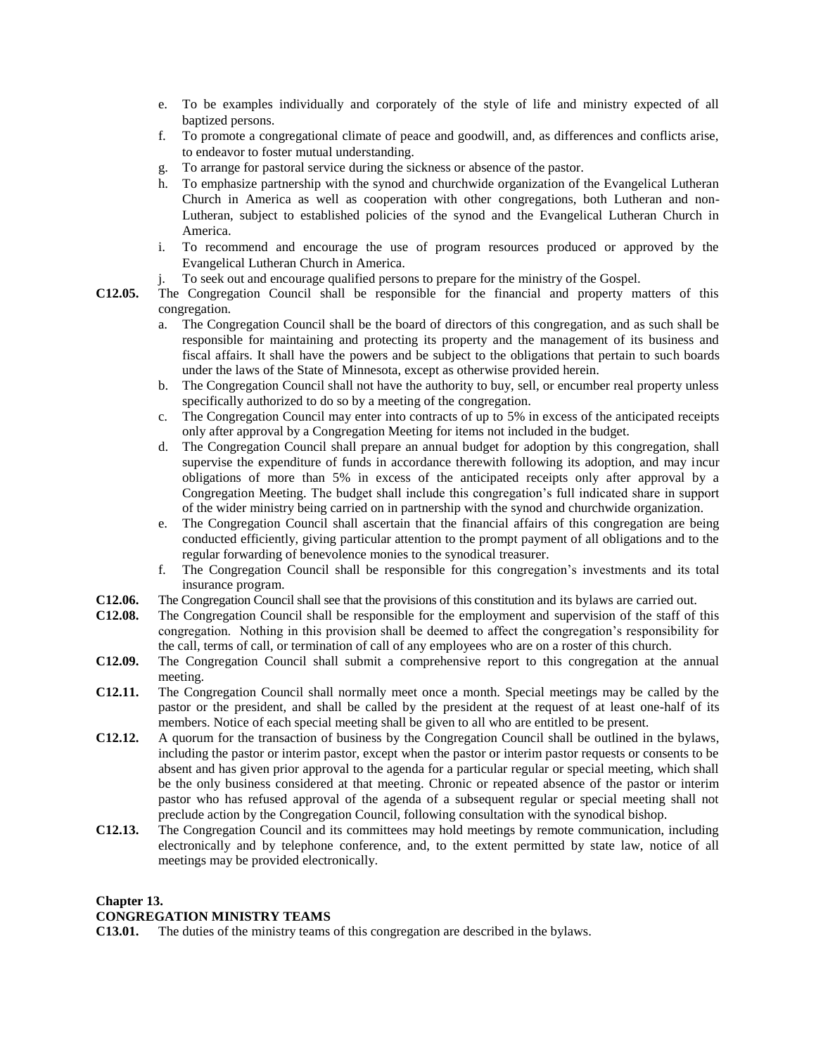e. To be examples individually and corporately of the style of life and ministry expected of all baptized persons.
f. To promote a congregational climate of peace and goodwill, and, as differences and conflicts arise, to endeavor to foster mutual understanding.
g. To arrange for pastoral service during the sickness or absence of the pastor.
h. To emphasize partnership with the synod and churchwide organization of the Evangelical Lutheran Church in America as well as cooperation with other congregations, both Lutheran and non-Lutheran, subject to established policies of the synod and the Evangelical Lutheran Church in America.
i. To recommend and encourage the use of program resources produced or approved by the Evangelical Lutheran Church in America.
j. To seek out and encourage qualified persons to prepare for the ministry of the Gospel.

**C12.05.** The Congregation Council shall be responsible for the financial and property matters of this congregation.

a. The Congregation Council shall be the board of directors of this congregation, and as such shall be responsible for maintaining and protecting its property and the management of its business and fiscal affairs. It shall have the powers and be subject to the obligations that pertain to such boards under the laws of the State of Minnesota, except as otherwise provided herein.
b. The Congregation Council shall not have the authority to buy, sell, or encumber real property unless specifically authorized to do so by a meeting of the congregation.
c. The Congregation Council may enter into contracts of up to 5% in excess of the anticipated receipts only after approval by a Congregation Meeting for items not included in the budget.
d. The Congregation Council shall prepare an annual budget for adoption by this congregation, shall supervise the expenditure of funds in accordance therewith following its adoption, and may incur obligations of more than 5% in excess of the anticipated receipts only after approval by a Congregation Meeting. The budget shall include this congregation's full indicated share in support of the wider ministry being carried on in partnership with the synod and churchwide organization.
e. The Congregation Council shall ascertain that the financial affairs of this congregation are being conducted efficiently, giving particular attention to the prompt payment of all obligations and to the regular forwarding of benevolence monies to the synodical treasurer.
f. The Congregation Council shall be responsible for this congregation's investments and its total insurance program.

**C12.06.** The Congregation Council shall see that the provisions of this constitution and its bylaws are carried out.

**C12.08.** The Congregation Council shall be responsible for the employment and supervision of the staff of this congregation. Nothing in this provision shall be deemed to affect the congregation's responsibility for the call, terms of call, or termination of call of any employees who are on a roster of this church.

**C12.09.** The Congregation Council shall submit a comprehensive report to this congregation at the annual meeting.

**C12.11.** The Congregation Council shall normally meet once a month. Special meetings may be called by the pastor or the president, and shall be called by the president at the request of at least one-half of its members. Notice of each special meeting shall be given to all who are entitled to be present.

**C12.12.** A quorum for the transaction of business by the Congregation Council shall be outlined in the bylaws, including the pastor or interim pastor, except when the pastor or interim pastor requests or consents to be absent and has given prior approval to the agenda for a particular regular or special meeting, which shall be the only business considered at that meeting. Chronic or repeated absence of the pastor or interim pastor who has refused approval of the agenda of a subsequent regular or special meeting shall not preclude action by the Congregation Council, following consultation with the synodical bishop.

**C12.13.** The Congregation Council and its committees may hold meetings by remote communication, including electronically and by telephone conference, and, to the extent permitted by state law, notice of all meetings may be provided electronically.

## Chapter 13.
## CONGREGATION MINISTRY TEAMS

**C13.01.** The duties of the ministry teams of this congregation are described in the bylaws.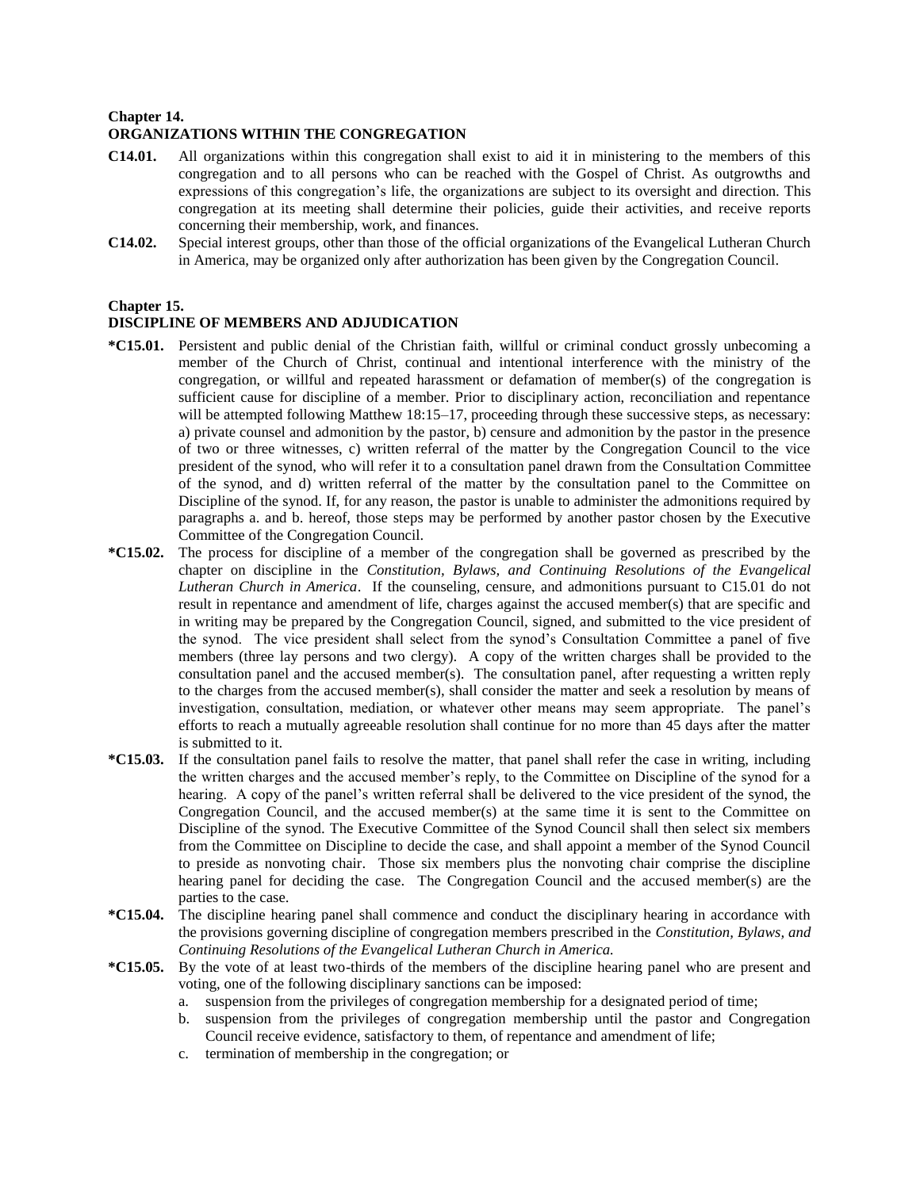## Chapter 14.
## ORGANIZATIONS WITHIN THE CONGREGATION

**C14.01.** All organizations within this congregation shall exist to aid it in ministering to the members of this congregation and to all persons who can be reached with the Gospel of Christ. As outgrowths and expressions of this congregation's life, the organizations are subject to its oversight and direction. This congregation at its meeting shall determine their policies, guide their activities, and receive reports concerning their membership, work, and finances.

**C14.02.** Special interest groups, other than those of the official organizations of the Evangelical Lutheran Church in America, may be organized only after authorization has been given by the Congregation Council.

## Chapter 15.
## DISCIPLINE OF MEMBERS AND ADJUDICATION

***C15.01.** Persistent and public denial of the Christian faith, willful or criminal conduct grossly unbecoming a member of the Church of Christ, continual and intentional interference with the ministry of the congregation, or willful and repeated harassment or defamation of member(s) of the congregation is sufficient cause for discipline of a member. Prior to disciplinary action, reconciliation and repentance will be attempted following Matthew 18:15–17, proceeding through these successive steps, as necessary: a) private counsel and admonition by the pastor, b) censure and admonition by the pastor in the presence of two or three witnesses, c) written referral of the matter by the Congregation Council to the vice president of the synod, who will refer it to a consultation panel drawn from the Consultation Committee of the synod, and d) written referral of the matter by the consultation panel to the Committee on Discipline of the synod. If, for any reason, the pastor is unable to administer the admonitions required by paragraphs a. and b. hereof, those steps may be performed by another pastor chosen by the Executive Committee of the Congregation Council.

***C15.02.** The process for discipline of a member of the congregation shall be governed as prescribed by the chapter on discipline in the *Constitution, Bylaws, and Continuing Resolutions of the Evangelical Lutheran Church in America*. If the counseling, censure, and admonitions pursuant to C15.01 do not result in repentance and amendment of life, charges against the accused member(s) that are specific and in writing may be prepared by the Congregation Council, signed, and submitted to the vice president of the synod. The vice president shall select from the synod's Consultation Committee a panel of five members (three lay persons and two clergy). A copy of the written charges shall be provided to the consultation panel and the accused member(s). The consultation panel, after requesting a written reply to the charges from the accused member(s), shall consider the matter and seek a resolution by means of investigation, consultation, mediation, or whatever other means may seem appropriate. The panel's efforts to reach a mutually agreeable resolution shall continue for no more than 45 days after the matter is submitted to it.

***C15.03.** If the consultation panel fails to resolve the matter, that panel shall refer the case in writing, including the written charges and the accused member's reply, to the Committee on Discipline of the synod for a hearing. A copy of the panel's written referral shall be delivered to the vice president of the synod, the Congregation Council, and the accused member(s) at the same time it is sent to the Committee on Discipline of the synod. The Executive Committee of the Synod Council shall then select six members from the Committee on Discipline to decide the case, and shall appoint a member of the Synod Council to preside as nonvoting chair. Those six members plus the nonvoting chair comprise the discipline hearing panel for deciding the case. The Congregation Council and the accused member(s) are the parties to the case.

***C15.04.** The discipline hearing panel shall commence and conduct the disciplinary hearing in accordance with the provisions governing discipline of congregation members prescribed in the *Constitution, Bylaws, and Continuing Resolutions of the Evangelical Lutheran Church in America.*

***C15.05.** By the vote of at least two-thirds of the members of the discipline hearing panel who are present and voting, one of the following disciplinary sanctions can be imposed:

a. suspension from the privileges of congregation membership for a designated period of time;
b. suspension from the privileges of congregation membership until the pastor and Congregation Council receive evidence, satisfactory to them, of repentance and amendment of life;
c. termination of membership in the congregation; or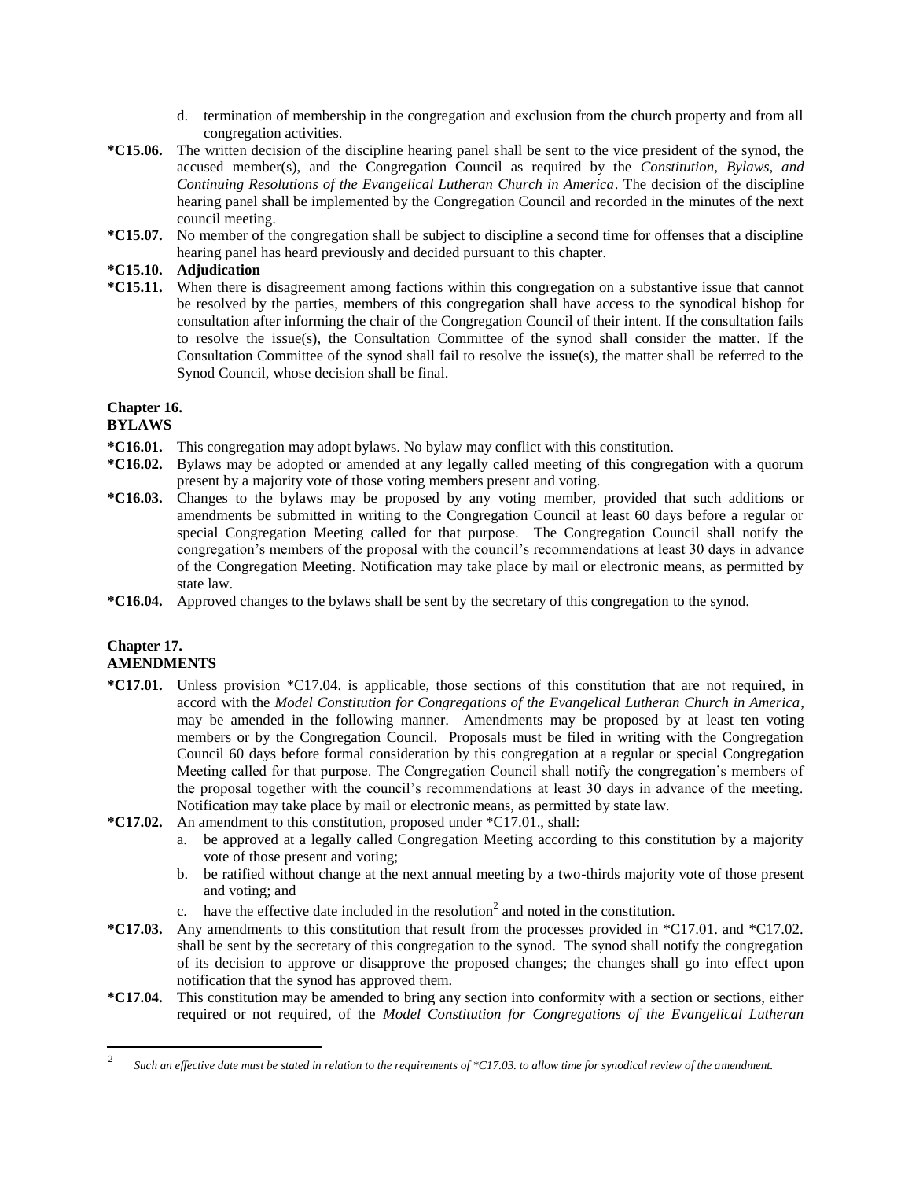d. termination of membership in the congregation and exclusion from the church property and from all congregation activities.

**\*C15.06.** The written decision of the discipline hearing panel shall be sent to the vice president of the synod, the accused member(s), and the Congregation Council as required by the *Constitution, Bylaws, and Continuing Resolutions of the Evangelical Lutheran Church in America*. The decision of the discipline hearing panel shall be implemented by the Congregation Council and recorded in the minutes of the next council meeting.

**\*C15.07.** No member of the congregation shall be subject to discipline a second time for offenses that a discipline hearing panel has heard previously and decided pursuant to this chapter.

**\*C15.10. Adjudication**

**\*C15.11.** When there is disagreement among factions within this congregation on a substantive issue that cannot be resolved by the parties, members of this congregation shall have access to the synodical bishop for consultation after informing the chair of the Congregation Council of their intent. If the consultation fails to resolve the issue(s), the Consultation Committee of the synod shall consider the matter. If the Consultation Committee of the synod shall fail to resolve the issue(s), the matter shall be referred to the Synod Council, whose decision shall be final.

## Chapter 16.
## BYLAWS

**\*C16.01.** This congregation may adopt bylaws. No bylaw may conflict with this constitution.

**\*C16.02.** Bylaws may be adopted or amended at any legally called meeting of this congregation with a quorum present by a majority vote of those voting members present and voting.

**\*C16.03.** Changes to the bylaws may be proposed by any voting member, provided that such additions or amendments be submitted in writing to the Congregation Council at least 60 days before a regular or special Congregation Meeting called for that purpose. The Congregation Council shall notify the congregation's members of the proposal with the council's recommendations at least 30 days in advance of the Congregation Meeting. Notification may take place by mail or electronic means, as permitted by state law.

**\*C16.04.** Approved changes to the bylaws shall be sent by the secretary of this congregation to the synod.

## Chapter 17.
## AMENDMENTS

**\*C17.01.** Unless provision \*C17.04. is applicable, those sections of this constitution that are not required, in accord with the *Model Constitution for Congregations of the Evangelical Lutheran Church in America*, may be amended in the following manner. Amendments may be proposed by at least ten voting members or by the Congregation Council. Proposals must be filed in writing with the Congregation Council 60 days before formal consideration by this congregation at a regular or special Congregation Meeting called for that purpose. The Congregation Council shall notify the congregation's members of the proposal together with the council's recommendations at least 30 days in advance of the meeting. Notification may take place by mail or electronic means, as permitted by state law.

**\*C17.02.** An amendment to this constitution, proposed under \*C17.01., shall:

a. be approved at a legally called Congregation Meeting according to this constitution by a majority vote of those present and voting;

b. be ratified without change at the next annual meeting by a two-thirds majority vote of those present and voting; and

c. have the effective date included in the resolution[2] and noted in the constitution.

**\*C17.03.** Any amendments to this constitution that result from the processes provided in \*C17.01. and \*C17.02. shall be sent by the secretary of this congregation to the synod. The synod shall notify the congregation of its decision to approve or disapprove the proposed changes; the changes shall go into effect upon notification that the synod has approved them.

**\*C17.04.** This constitution may be amended to bring any section into conformity with a section or sections, either required or not required, of the *Model Constitution for Congregations of the Evangelical Lutheran*

---

[2] *Such an effective date must be stated in relation to the requirements of \*C17.03. to allow time for synodical review of the amendment.*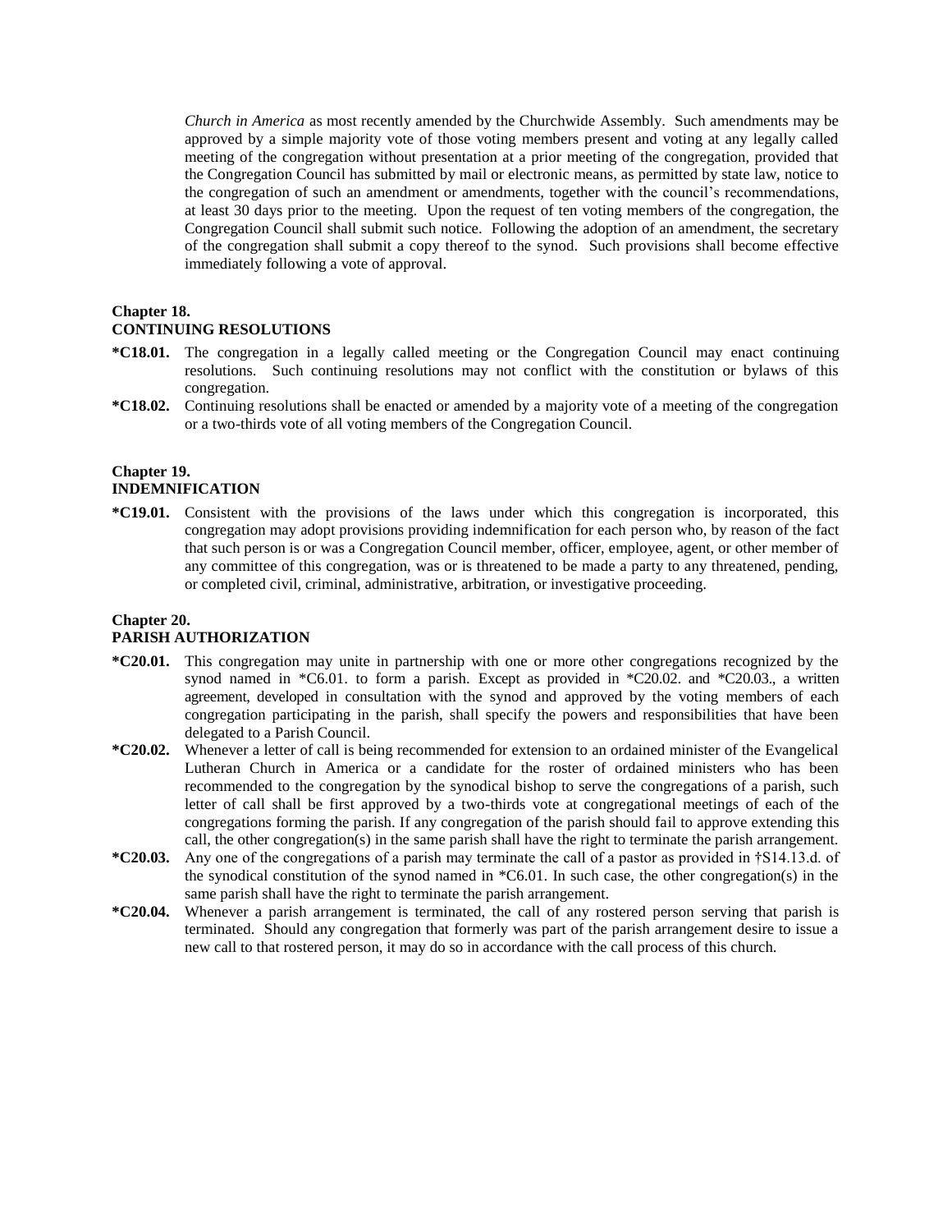*Church in America* as most recently amended by the Churchwide Assembly. Such amendments may be approved by a simple majority vote of those voting members present and voting at any legally called meeting of the congregation without presentation at a prior meeting of the congregation, provided that the Congregation Council has submitted by mail or electronic means, as permitted by state law, notice to the congregation of such an amendment or amendments, together with the council's recommendations, at least 30 days prior to the meeting. Upon the request of ten voting members of the congregation, the Congregation Council shall submit such notice. Following the adoption of an amendment, the secretary of the congregation shall submit a copy thereof to the synod. Such provisions shall become effective immediately following a vote of approval.

**Chapter 18.**
**CONTINUING RESOLUTIONS**

**\*C18.01.** The congregation in a legally called meeting or the Congregation Council may enact continuing resolutions. Such continuing resolutions may not conflict with the constitution or bylaws of this congregation.

**\*C18.02.** Continuing resolutions shall be enacted or amended by a majority vote of a meeting of the congregation or a two-thirds vote of all voting members of the Congregation Council.

**Chapter 19.**
**INDEMNIFICATION**

**\*C19.01.** Consistent with the provisions of the laws under which this congregation is incorporated, this congregation may adopt provisions providing indemnification for each person who, by reason of the fact that such person is or was a Congregation Council member, officer, employee, agent, or other member of any committee of this congregation, was or is threatened to be made a party to any threatened, pending, or completed civil, criminal, administrative, arbitration, or investigative proceeding.

**Chapter 20.**
**PARISH AUTHORIZATION**

**\*C20.01.** This congregation may unite in partnership with one or more other congregations recognized by the synod named in \*C6.01. to form a parish. Except as provided in \*C20.02. and \*C20.03., a written agreement, developed in consultation with the synod and approved by the voting members of each congregation participating in the parish, shall specify the powers and responsibilities that have been delegated to a Parish Council.

**\*C20.02.** Whenever a letter of call is being recommended for extension to an ordained minister of the Evangelical Lutheran Church in America or a candidate for the roster of ordained ministers who has been recommended to the congregation by the synodical bishop to serve the congregations of a parish, such letter of call shall be first approved by a two-thirds vote at congregational meetings of each of the congregations forming the parish. If any congregation of the parish should fail to approve extending this call, the other congregation(s) in the same parish shall have the right to terminate the parish arrangement.

**\*C20.03.** Any one of the congregations of a parish may terminate the call of a pastor as provided in †S14.13.d. of the synodical constitution of the synod named in \*C6.01. In such case, the other congregation(s) in the same parish shall have the right to terminate the parish arrangement.

**\*C20.04.** Whenever a parish arrangement is terminated, the call of any rostered person serving that parish is terminated. Should any congregation that formerly was part of the parish arrangement desire to issue a new call to that rostered person, it may do so in accordance with the call process of this church.